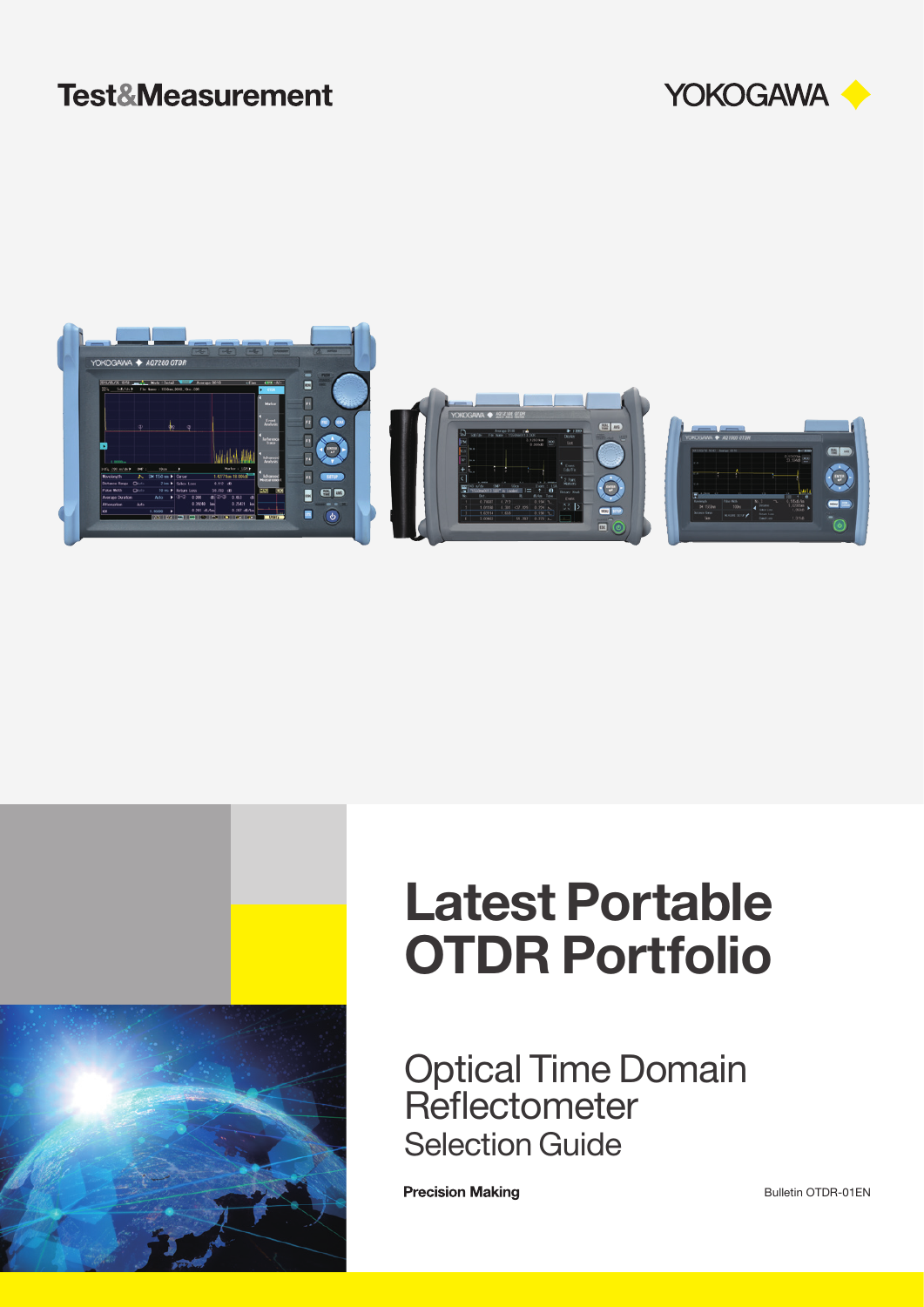Test&Measurement

YOKOGAWA

# Latest Portable OTDR Portfolio

## Optical Time Domain Reflectometer

### Selection Guide

**Precision Making**

Bulletin OTDR-01EN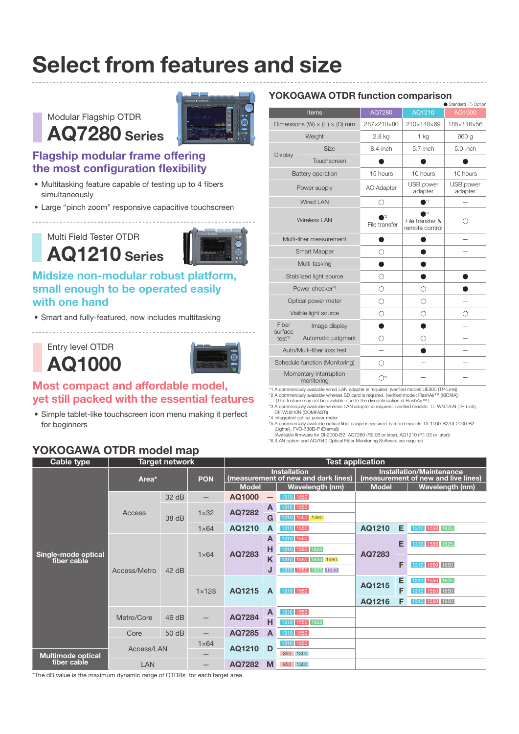# Select from features and size

Modular Flagship OTDR

## AQ7280 Series

### Flagship modular frame offering the most configuration flexibility

- Multitasking feature capable of testing up to 4 fibers simultaneously
- Large "pinch zoom" responsive capacitive touchscreen

Multi Field Tester OTDR

## AQ1210 Series

### Midsize non-modular robust platform, small enough to be operated easily with one hand

- Smart and fully-featured, now includes multitasking

Entry level OTDR

## AQ1000

### Most compact and affordable model, yet still packed with the essential features

- Simple tablet-like touchscreen icon menu making it perfect for beginners

## YOKOGAWA OTDR function comparison

● Standard ○ Option

| Items | | AQ7280 | AQ1210 | AQ1000 |
|---|---|---|---|---|
| Dimensions (W) × (H) × (D) mm | | 287×210×80 | 210×148×69 | 185×116×56 |
| Weight | | 2.8 kg | 1 kg | 660 g |
| Display | Size | 8.4-inch | 5.7-inch | 5.0-inch |
| | Touchscreen | ● | ● | ● |
| Battery operation | | 15 hours | 10 hours | 10 hours |
| Power supply | | AC Adapter | USB power adapter | USB power adapter |
| Wired LAN | | ○ | ●[*1] | – |
| Wireless LAN | | ●[*2] File transfer | ●[*3] File transfer & remote control | ○ |
| Multi-fiber measurement | | ● | ● | – |
| Smart Mapper | | ○ | ● | – |
| Multi-tasking | | ● | ● | – |
| Stabilized light source | | ○ | ● | ● |
| Power checker[*4] | | ○ | ○ | ● |
| Optical power meter | | ○ | ○ | – |
| Visible light source | | ○ | ○ | ○ |
| Fiber surface test[*5] | Image display | ● | ● | – |
| | Automatic judgment | ○ | ○ | – |
| Auto/Multi-fiber loss test | | – | ● | – |
| Schedule function (Monitoring) | | ○ | – | – |
| Momentary interruption monitoring | | ○[*6] | – | – |

*1 A commercially available wired LAN adapter is required. (verified model: UE300 (TP-Link))
*2 A commercially available wireless SD card is required. (verified model: FlashAir™ (KIOXIA))
(This feature may not be available due to the discontinuation of FlashAir™.)
*3 A commercially available wireless LAN adapter is required. (verified models: TL-WN725N (TP-Link), CF-WU810N (COMFAST))
*4 Integrated optical power meter
*5 A commercially available optical fiber scope is required. (verified models: DI-1000-B2/DI-2000-B2 (Lightel), FVO-730B-P (Eternal))
(Available firmware for DI-2000-B2: AQ7280 (R2.08 or later), AQ1210 (R1.03 or later))
*6 /LAN option and AQ7940 Optical Fiber Monitoring Software are required.

## YOKOGAWA OTDR model map

| Cable type | Target network: Area* | | Target network: PON | Installation (measurement of new and dark lines): Model | | Wavelength (nm) | Installation/Maintenance (measurement of new and live lines): Model | | Wavelength (nm) |
|---|---|---|---|---|---|---|---|---|---|
| Single-mode optical fiber cable | Access | 32 dB | – | AQ1000 | – | 1310 1550 | | | |
| | | 38 dB | 1×32 | AQ7282 | A | 1310 1550 | | | |
| | | | | | G | 1310 1550 1490 | | | |
| | | | 1×64 | AQ1210 | A | 1310 1550 | AQ1210 | E | 1310 1550 1625 |
| | Access/Metro | 42 dB | 1×64 | AQ7283 | A | 1310 1550 | AQ7283 | E | 1310 1550 1625 |
| | | | | | H | 1310 1550 1625 | | | |
| | | | | | K | 1310 1550 1625 1490 | | F | 1310 1550 1650 |
| | | | | | J | 1310 1550 1625 1383 | | | |
| | | | 1×128 | AQ1215 | A | 1310 1550 | AQ1215 | E | 1310 1550 1625 |
| | | | | | | | | F | 1310 1550 1650 |
| | | | | | | | AQ1216 | F | 1310 1550 1650 |
| | Metro/Core | 46 dB | – | AQ7284 | A | 1310 1550 | | | |
| | | | | | H | 1310 1550 1625 | | | |
| | Core | 50 dB | – | AQ7285 | A | 1310 1550 | | | |
| | Access/LAN | | 1×64 | AQ1210 | D | 1310 1550 | | | |
| Multimode optical fiber cable | | | – | | | 850 1300 | | | |
| | LAN | | – | AQ7282 | M | 850 1300 | | | |

*The dB value is the maximum dynamic range of OTDRs for each target area.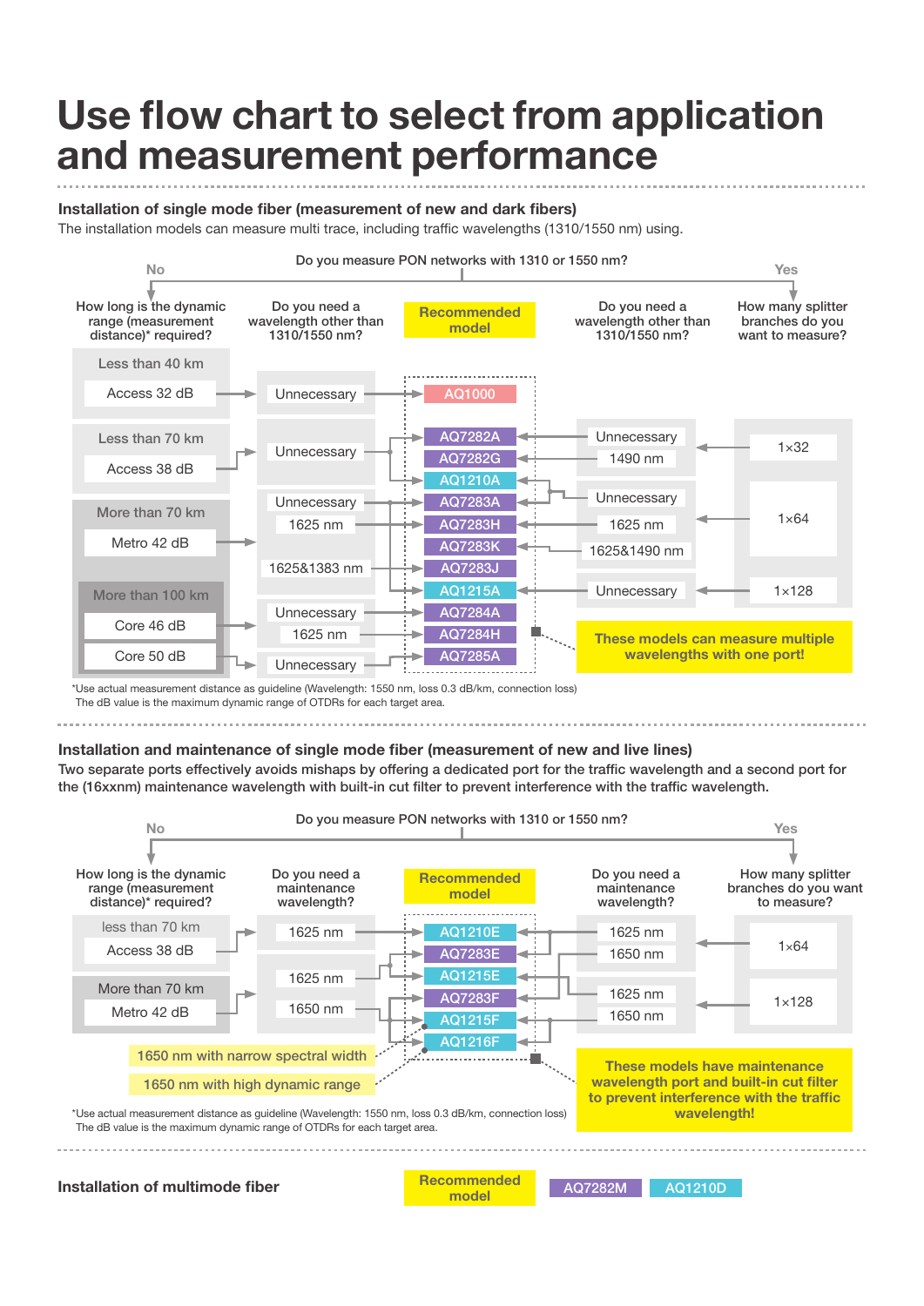# Use flow chart to select from application and measurement performance

## Installation of single mode fiber (measurement of new and dark fibers)

The installation models can measure multi trace, including traffic wavelengths (1310/1550 nm) using.

Do you measure PON networks with 1310 or 1550 nm?

No | Yes

| How long is the dynamic range (measurement distance)* required? | Do you need a wavelength other than 1310/1550 nm? | Recommended model | Do you need a wavelength other than 1310/1550 nm? | How many splitter branches do you want to measure? |
|---|---|---|---|---|
| Less than 40 km / Access 32 dB | Unnecessary | AQ1000 | | |
| Less than 70 km / Access 38 dB | Unnecessary | AQ7282A | Unnecessary | 1×32 |
| | | AQ7282G | 1490 nm | |
| | | AQ1210A | | |
| More than 70 km / Metro 42 dB | Unnecessary | AQ7283A | Unnecessary | 1×64 |
| | 1625 nm | AQ7283H | 1625 nm | |
| | | AQ7283K | 1625&1490 nm | |
| | 1625&1383 nm | AQ7283J | | |
| | | AQ1215A | Unnecessary | 1×128 |
| More than 100 km / Core 46 dB | Unnecessary | AQ7284A | | |
| | 1625 nm | AQ7284H | | |
| Core 50 dB | Unnecessary | AQ7285A | | |

These models can measure multiple wavelengths with one port!

*Use actual measurement distance as guideline (Wavelength: 1550 nm, loss 0.3 dB/km, connection loss)
The dB value is the maximum dynamic range of OTDRs for each target area.

## Installation and maintenance of single mode fiber (measurement of new and live lines)

Two separate ports effectively avoids mishaps by offering a dedicated port for the traffic wavelength and a second port for the (16xxnm) maintenance wavelength with built-in cut filter to prevent interference with the traffic wavelength.

Do you measure PON networks with 1310 or 1550 nm?

No | Yes

| How long is the dynamic range (measurement distance)* required? | Do you need a maintenance wavelength? | Recommended model | Do you need a maintenance wavelength? | How many splitter branches do you want to measure? |
|---|---|---|---|---|
| less than 70 km / Access 38 dB | 1625 nm | AQ1210E | 1625 nm | 1×64 |
| | | AQ7283E | 1650 nm | |
| More than 70 km / Metro 42 dB | 1625 nm | AQ1215E | 1625 nm | 1×128 |
| | 1650 nm | AQ7283F | 1650 nm | |
| | | AQ1215F | | |
| | | AQ1216F | | |

1650 nm with narrow spectral width

1650 nm with high dynamic range

These models have maintenance wavelength port and built-in cut filter to prevent interference with the traffic wavelength!

*Use actual measurement distance as guideline (Wavelength: 1550 nm, loss 0.3 dB/km, connection loss)
The dB value is the maximum dynamic range of OTDRs for each target area.

## Installation of multimode fiber

Recommended model: AQ7282M, AQ1210D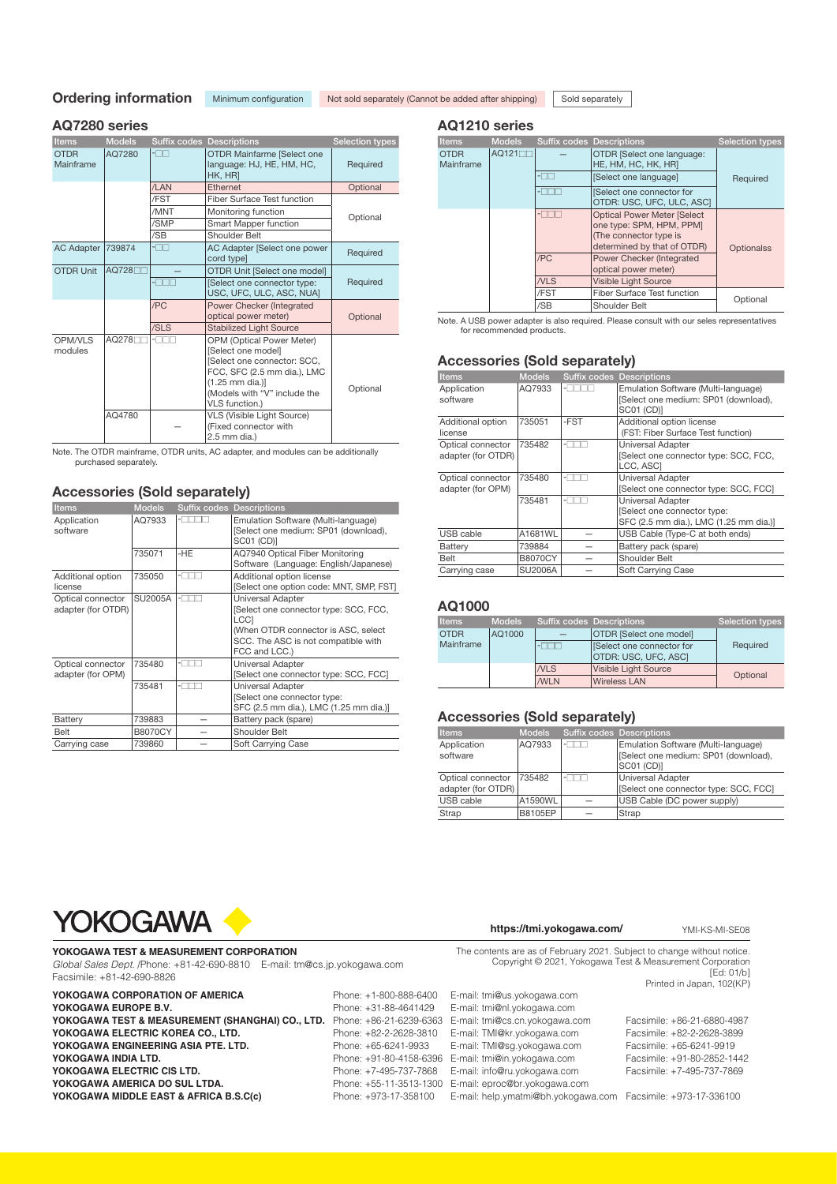## Ordering information

Minimum configuration | Not sold separately (Cannot be added after shipping) | Sold separately

### AQ7280 series

| Items | Models | Suffix codes | Descriptions | Selection types |
|---|---|---|---|---|
| OTDR Mainframe | AQ7280 | -□□ | OTDR Mainframe [Select one language: HJ, HE, HM, HC, HK, HR] | Required |
| | | /LAN | Ethernet | Optional |
| | | /FST | Fiber Surface Test function | Optional |
| | | /MNT | Monitoring function | |
| | | /SMP | Smart Mapper function | |
| | | /SB | Shoulder Belt | |
| AC Adapter | 739874 | -□□ | AC Adapter [Select one power cord type] | Required |
| OTDR Unit | AQ728□□ | — | OTDR Unit [Select one model] | Required |
| | | -□□□ | [Select one connector type: USC, UFC, ULC, ASC, NUA] | |
| | | /PC | Power Checker (Integrated optical power meter) | Optional |
| | | /SLS | Stabilized Light Source | |
| OPM/VLS modules | AQ278□□ | -□□□ | OPM (Optical Power Meter) [Select one model] [Select one connector: SCC, FCC, SFC (2.5 mm dia.), LMC (1.25 mm dia.)] (Models with "V" include the VLS function.) | Optional |
| | AQ4780 | — | VLS (Visible Light Source) (Fixed connector with 2.5 mm dia.) | |

Note. The OTDR mainframe, OTDR units, AC adapter, and modules can be additionally purchased separately.

### Accessories (Sold separately)

| Items | Models | Suffix codes | Descriptions |
|---|---|---|---|
| Application software | AQ7933 | -□□□□ | Emulation Software (Multi-language) [Select one medium: SP01 (download), SC01 (CD)] |
| | 735071 | -HE | AQ7940 Optical Fiber Monitoring Software (Language: English/Japanese) |
| Additional option license | 735050 | -□□□ | Additional option license [Select one option code: MNT, SMP, FST] |
| Optical connector adapter (for OTDR) | SU2005A | -□□□ | Universal Adapter [Select one connector type: SCC, FCC, LCC] (When OTDR connector is ASC, select SCC. The ASC is not compatible with FCC and LCC.) |
| Optical connector adapter (for OPM) | 735480 | -□□□ | Universal Adapter [Select one connector type: SCC, FCC] |
| | 735481 | -□□□ | Universal Adapter [Select one connector type: SFC (2.5 mm dia.), LMC (1.25 mm dia.)] |
| Battery | 739883 | — | Battery pack (spare) |
| Belt | B8070CY | — | Shoulder Belt |
| Carrying case | 739860 | — | Soft Carrying Case |

### AQ1210 series

| Items | Models | Suffix codes | Descriptions | Selection types |
|---|---|---|---|---|
| OTDR Mainframe | AQ121□□ | — | OTDR [Select one language: HE, HM, HC, HK, HR] | Required |
| | | -□□ | [Select one language] | |
| | | -□□□ | [Select one connector for OTDR: USC, UFC, ULC, ASC] | |
| | | -□□□ | Optical Power Meter [Select one type: SPM, HPM, PPM] (The connector type is determined by that of OTDR) | Optionalss |
| | | /PC | Power Checker (Integrated optical power meter) | |
| | | /VLS | Visible Light Source | |
| | | /FST | Fiber Surface Test function | Optional |
| | | /SB | Shoulder Belt | |

Note. A USB power adapter is also required. Please consult with our seles representatives for recommended products.

### Accessories (Sold separately)

| Items | Models | Suffix codes | Descriptions |
|---|---|---|---|
| Application software | AQ7933 | -□□□□ | Emulation Software (Multi-language) [Select one medium: SP01 (download), SC01 (CD)] |
| Additional option license | 735051 | -FST | Additional option license (FST: Fiber Surface Test function) |
| Optical connector adapter (for OTDR) | 735482 | -□□□ | Universal Adapter [Select one connector type: SCC, FCC, LCC, ASC] |
| Optical connector adapter (for OPM) | 735480 | -□□□ | Universal Adapter [Select one connector type: SCC, FCC] |
| | 735481 | -□□□ | Universal Adapter [Select one connector type: SFC (2.5 mm dia.), LMC (1.25 mm dia.)] |
| USB cable | A1681WL | — | USB Cable (Type-C at both ends) |
| Battery | 739884 | — | Battery pack (spare) |
| Belt | B8070CY | — | Shoulder Belt |
| Carrying case | SU2006A | — | Soft Carrying Case |

### AQ1000

| Items | Models | Suffix codes | Descriptions | Selection types |
|---|---|---|---|---|
| OTDR Mainframe | AQ1000 | — | OTDR [Select one model] | Required |
| | | -□□□ | [Select one connector for OTDR: USC, UFC, ASC] | |
| | | /VLS | Visible Light Source | Optional |
| | | /WLN | Wireless LAN | |

### Accessories (Sold separately)

| Items | Models | Suffix codes | Descriptions |
|---|---|---|---|
| Application software | AQ7933 | -□□□ | Emulation Software (Multi-language) [Select one medium: SP01 (download), SC01 (CD)] |
| Optical connector adapter (for OTDR) | 735482 | -□□□ | Universal Adapter [Select one connector type: SCC, FCC] |
| USB cable | A1590WL | — | USB Cable (DC power supply) |
| Strap | B8105EP | — | Strap |

YOKOGAWA

https://tmi.yokogawa.com/

YMI-KS-MI-SE08

**YOKOGAWA TEST & MEASUREMENT CORPORATION**
*Global Sales Dept.* /Phone: +81-42-690-8810 E-mail: tm@cs.jp.yokogawa.com
Facsimile: +81-42-690-8826

The contents are as of February 2021. Subject to change without notice.
Copyright © 2021, Yokogawa Test & Measurement Corporation
[Ed: 01/b]
Printed in Japan, 102(KP)

| | | | |
|---|---|---|---|
| **YOKOGAWA CORPORATION OF AMERICA** | Phone: +1-800-888-6400 | E-mail: tmi@us.yokogawa.com | |
| **YOKOGAWA EUROPE B.V.** | Phone: +31-88-4641429 | E-mail: tmi@nl.yokogawa.com | |
| **YOKOGAWA TEST & MEASUREMENT (SHANGHAI) CO., LTD.** | Phone: +86-21-6239-6363 | E-mail: tmi@cs.cn.yokogawa.com | Facsimile: +86-21-6880-4987 |
| **YOKOGAWA ELECTRIC KOREA CO., LTD.** | Phone: +82-2-2628-3810 | E-mail: TMI@kr.yokogawa.com | Facsimile: +82-2-2628-3899 |
| **YOKOGAWA ENGINEERING ASIA PTE. LTD.** | Phone: +65-6241-9933 | E-mail: TMI@sg.yokogawa.com | Facsimile: +65-6241-9919 |
| **YOKOGAWA INDIA LTD.** | Phone: +91-80-4158-6396 | E-mail: tmi@in.yokogawa.com | Facsimile: +91-80-2852-1442 |
| **YOKOGAWA ELECTRIC CIS LTD.** | Phone: +7-495-737-7868 | E-mail: info@ru.yokogawa.com | Facsimile: +7-495-737-7869 |
| **YOKOGAWA AMERICA DO SUL LTDA.** | Phone: +55-11-3513-1300 | E-mail: eproc@br.yokogawa.com | |
| **YOKOGAWA MIDDLE EAST & AFRICA B.S.C(c)** | Phone: +973-17-358100 | E-mail: help.ymatmi@bh.yokogawa.com | Facsimile: +973-17-336100 |